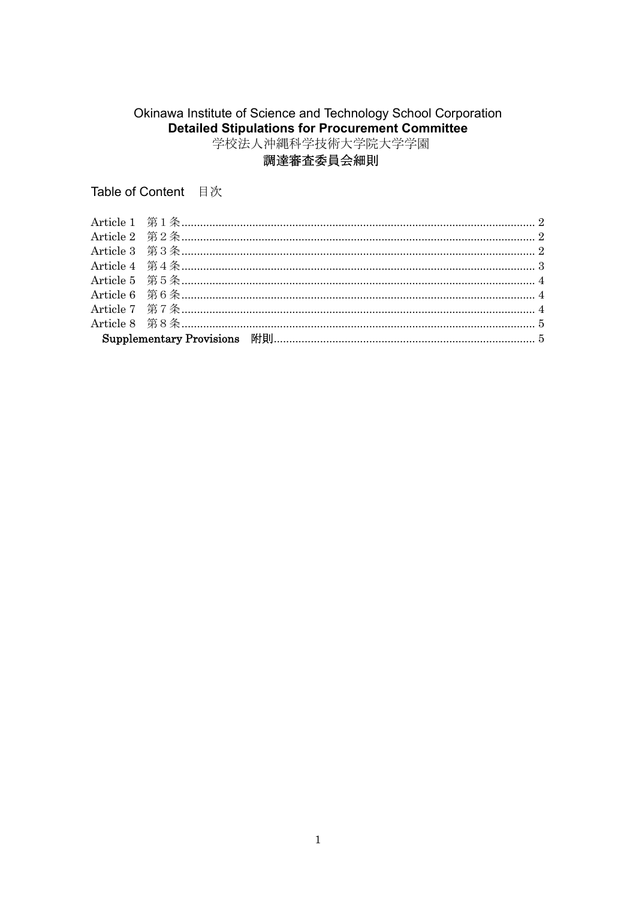# Okinawa Institute of Science and Technology School Corporation
# **Detailed Stipulations for Procurement Committee**
# 学校法人沖縄科学技術大学院大学学園
# **調達審査委員会細則**

## Table of Content　目次

Article 1　第１条 .......... 2
Article 2　第２条 .......... 2
Article 3　第３条 .......... 2
Article 4　第４条 .......... 3
Article 5　第５条 .......... 4
Article 6　第６条 .......... 4
Article 7　第７条 .......... 4
Article 8　第８条 .......... 5
**Supplementary Provisions　附則** .......... 5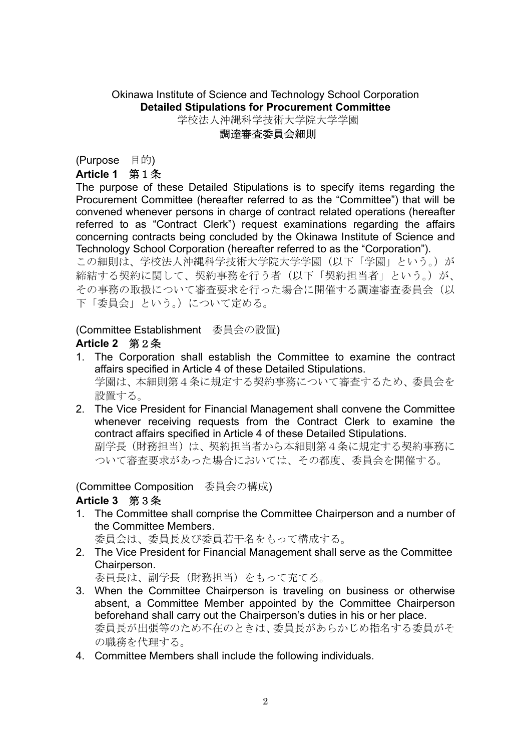Okinawa Institute of Science and Technology School Corporation

**Detailed Stipulations for Procurement Committee**

学校法人沖縄科学技術大学院大学学園

**調達審査委員会細則**

(Purpose　目的)

**Article 1**　第１条

The purpose of these Detailed Stipulations is to specify items regarding the Procurement Committee (hereafter referred to as the "Committee") that will be convened whenever persons in charge of contract related operations (hereafter referred to as "Contract Clerk") request examinations regarding the affairs concerning contracts being concluded by the Okinawa Institute of Science and Technology School Corporation (hereafter referred to as the "Corporation").

この細則は、学校法人沖縄科学技術大学院大学学園（以下「学園」という。）が締結する契約に関して、契約事務を行う者（以下「契約担当者」という。）が、その事務の取扱について審査要求を行った場合に開催する調達審査委員会（以下「委員会」という。）について定める。

(Committee Establishment　委員会の設置)

**Article 2**　第２条

1. The Corporation shall establish the Committee to examine the contract affairs specified in Article 4 of these Detailed Stipulations.
   学園は、本細則第４条に規定する契約事務について審査するため、委員会を設置する。
2. The Vice President for Financial Management shall convene the Committee whenever receiving requests from the Contract Clerk to examine the contract affairs specified in Article 4 of these Detailed Stipulations.
   副学長（財務担当）は、契約担当者から本細則第４条に規定する契約事務について審査要求があった場合においては、その都度、委員会を開催する。

(Committee Composition　委員会の構成)

**Article 3**　第３条

1. The Committee shall comprise the Committee Chairperson and a number of the Committee Members.
   委員会は、委員長及び委員若干名をもって構成する。
2. The Vice President for Financial Management shall serve as the Committee Chairperson.
   委員長は、副学長（財務担当）をもって充てる。
3. When the Committee Chairperson is traveling on business or otherwise absent, a Committee Member appointed by the Committee Chairperson beforehand shall carry out the Chairperson's duties in his or her place.
   委員長が出張等のため不在のときは、委員長があらかじめ指名する委員がその職務を代理する。
4. Committee Members shall include the following individuals.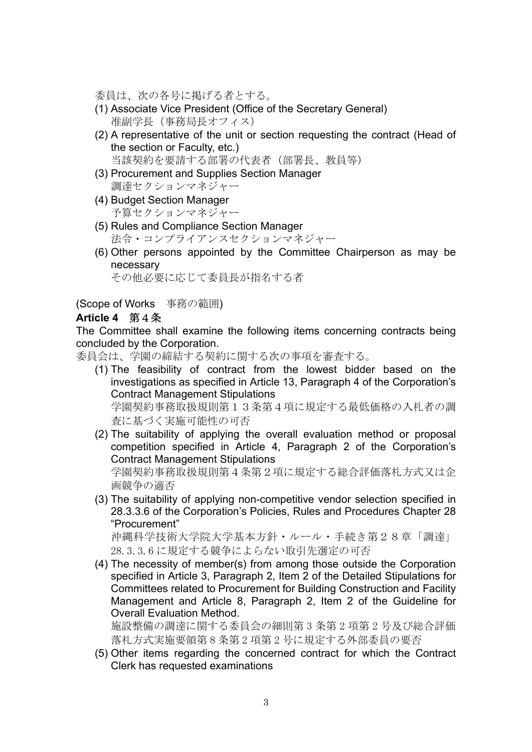委員は、次の各号に掲げる者とする。

(1) Associate Vice President (Office of the Secretary General)
准副学長（事務局長オフィス）
(2) A representative of the unit or section requesting the contract (Head of the section or Faculty, etc.)
当該契約を要請する部署の代表者（部署長、教員等）
(3) Procurement and Supplies Section Manager
調達セクションマネジャー
(4) Budget Section Manager
予算セクションマネジャー
(5) Rules and Compliance Section Manager
法令・コンプライアンスセクションマネジャー
(6) Other persons appointed by the Committee Chairperson as may be necessary
その他必要に応じて委員長が指名する者

(Scope of Works　事務の範囲)

**Article 4　第４条**

The Committee shall examine the following items concerning contracts being concluded by the Corporation.

委員会は、学園の締結する契約に関する次の事項を審査する。

(1) The feasibility of contract from the lowest bidder based on the investigations as specified in Article 13, Paragraph 4 of the Corporation's Contract Management Stipulations
学園契約事務取扱規則第１３条第４項に規定する最低価格の入札者の調査に基づく実施可能性の可否
(2) The suitability of applying the overall evaluation method or proposal competition specified in Article 4, Paragraph 2 of the Corporation's Contract Management Stipulations
学園契約事務取扱規則第４条第２項に規定する総合評価落札方式又は企画競争の適否
(3) The suitability of applying non-competitive vendor selection specified in 28.3.3.6 of the Corporation's Policies, Rules and Procedures Chapter 28 "Procurement"
沖縄科学技術大学院大学基本方針・ルール・手続き第２８章「調達」28.3.3.6 に規定する競争によらない取引先選定の可否
(4) The necessity of member(s) from among those outside the Corporation specified in Article 3, Paragraph 2, Item 2 of the Detailed Stipulations for Committees related to Procurement for Building Construction and Facility Management and Article 8, Paragraph 2, Item 2 of the Guideline for Overall Evaluation Method.
施設整備の調達に関する委員会の細則第 3 条第 2 項第 2 号及び総合評価落札方式実施要領第 8 条第 2 項第 2 号に規定する外部委員の要否
(5) Other items regarding the concerned contract for which the Contract Clerk has requested examinations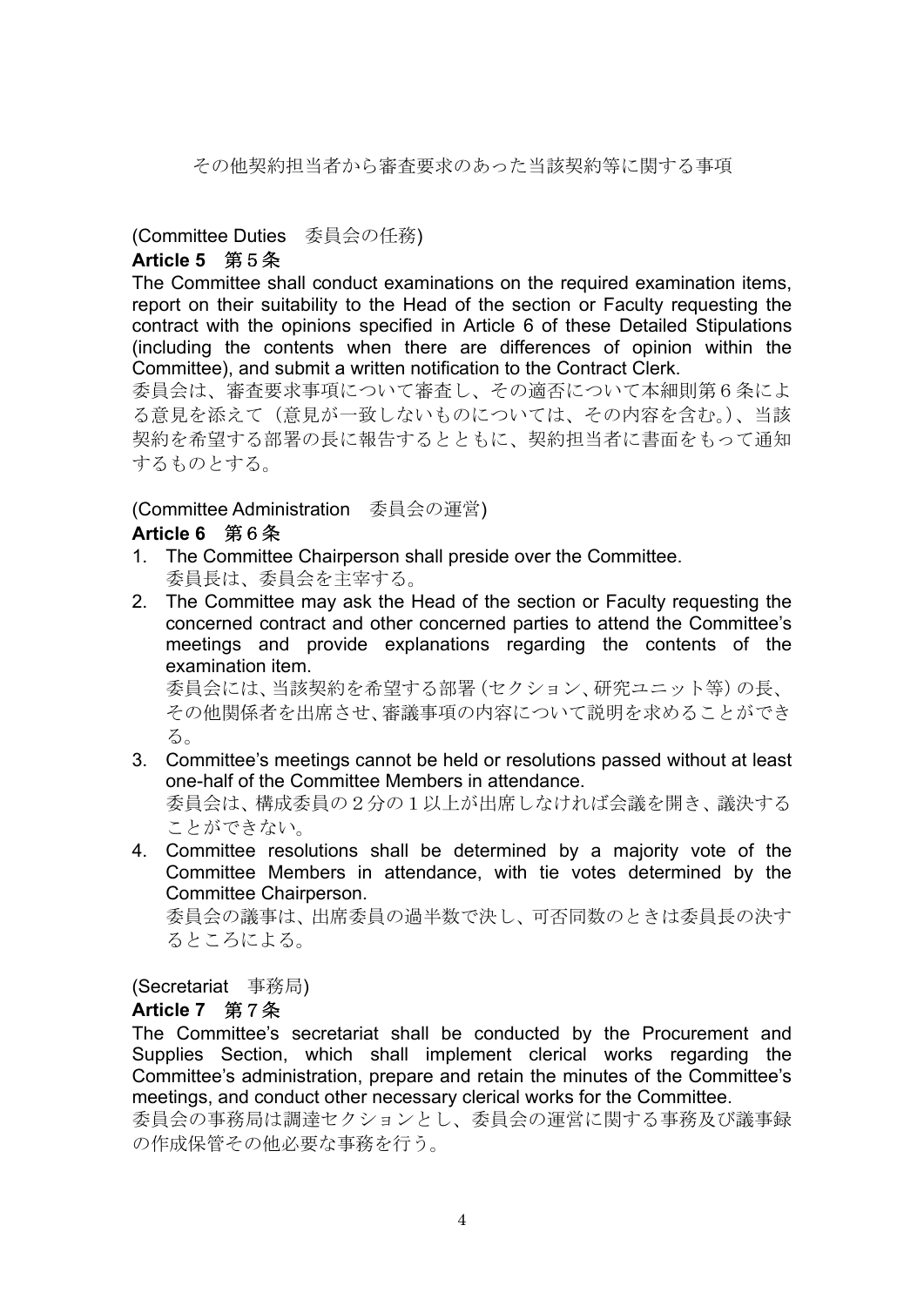その他契約担当者から審査要求のあった当該契約等に関する事項

(Committee Duties　委員会の任務)

**Article 5　第５条**

The Committee shall conduct examinations on the required examination items, report on their suitability to the Head of the section or Faculty requesting the contract with the opinions specified in Article 6 of these Detailed Stipulations (including the contents when there are differences of opinion within the Committee), and submit a written notification to the Contract Clerk.

委員会は、審査要求事項について審査し、その適否について本細則第６条による意見を添えて（意見が一致しないものについては、その内容を含む。）、当該契約を希望する部署の長に報告するとともに、契約担当者に書面をもって通知するものとする。

(Committee Administration　委員会の運営)

**Article 6　第６条**

1. The Committee Chairperson shall preside over the Committee.
   委員長は、委員会を主宰する。
2. The Committee may ask the Head of the section or Faculty requesting the concerned contract and other concerned parties to attend the Committee's meetings and provide explanations regarding the contents of the examination item.
   委員会には、当該契約を希望する部署（セクション、研究ユニット等）の長、その他関係者を出席させ、審議事項の内容について説明を求めることができる。
3. Committee's meetings cannot be held or resolutions passed without at least one-half of the Committee Members in attendance.
   委員会は、構成委員の２分の１以上が出席しなければ会議を開き、議決することができない。
4. Committee resolutions shall be determined by a majority vote of the Committee Members in attendance, with tie votes determined by the Committee Chairperson.
   委員会の議事は、出席委員の過半数で決し、可否同数のときは委員長の決するところによる。

(Secretariat　事務局)

**Article 7　第７条**

The Committee's secretariat shall be conducted by the Procurement and Supplies Section, which shall implement clerical works regarding the Committee's administration, prepare and retain the minutes of the Committee's meetings, and conduct other necessary clerical works for the Committee.

委員会の事務局は調達セクションとし、委員会の運営に関する事務及び議事録の作成保管その他必要な事務を行う。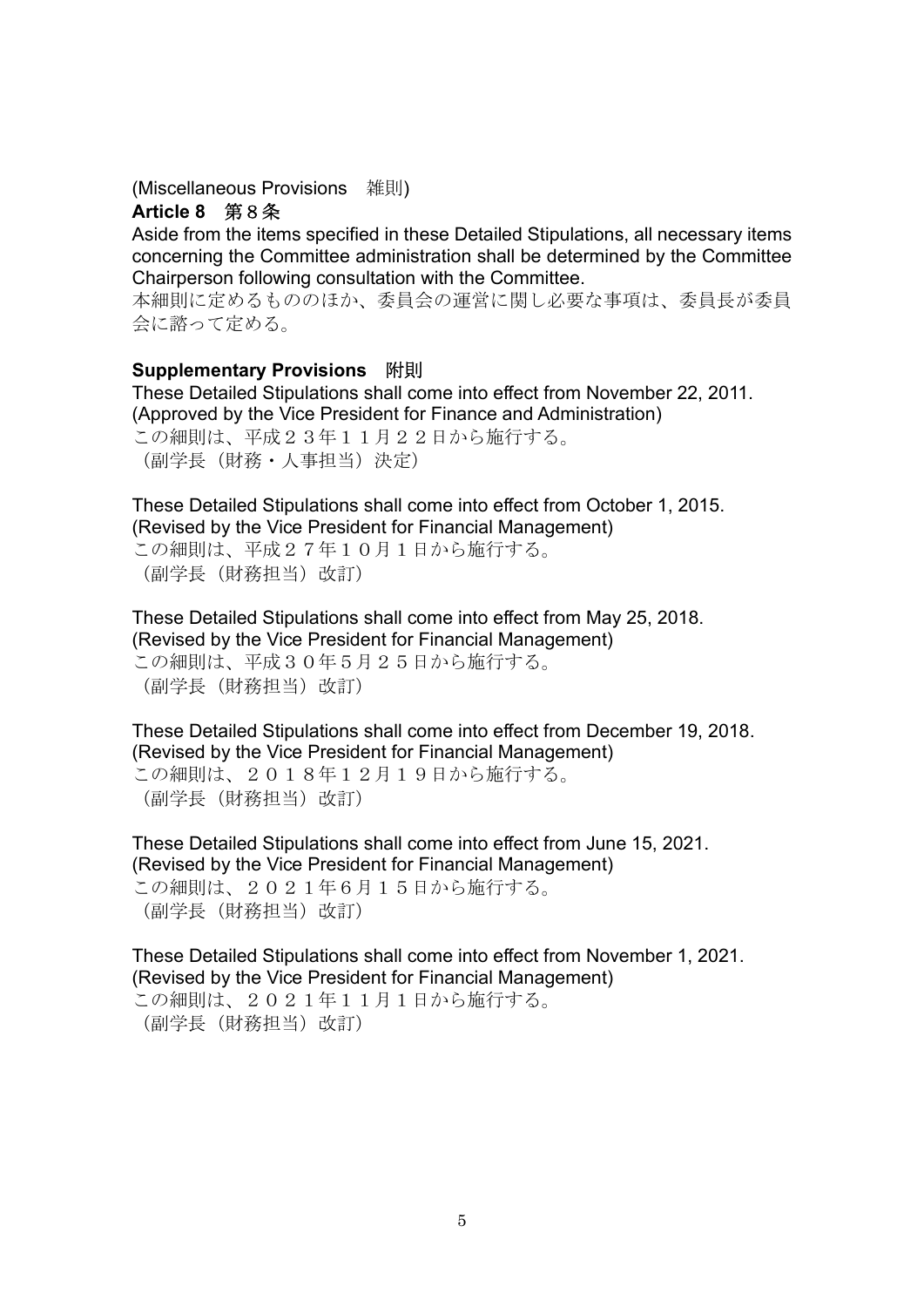(Miscellaneous Provisions　雑則)

**Article 8　第８条**

Aside from the items specified in these Detailed Stipulations, all necessary items concerning the Committee administration shall be determined by the Committee Chairperson following consultation with the Committee.

本細則に定めるもののほか、委員会の運営に関し必要な事項は、委員長が委員会に諮って定める。

**Supplementary Provisions　附則**

These Detailed Stipulations shall come into effect from November 22, 2011.
(Approved by the Vice President for Finance and Administration)
この細則は、平成２３年１１月２２日から施行する。
（副学長（財務・人事担当）決定）

These Detailed Stipulations shall come into effect from October 1, 2015.
(Revised by the Vice President for Financial Management)
この細則は、平成２７年１０月１日から施行する。
（副学長（財務担当）改訂）

These Detailed Stipulations shall come into effect from May 25, 2018.
(Revised by the Vice President for Financial Management)
この細則は、平成３０年５月２５日から施行する。
（副学長（財務担当）改訂）

These Detailed Stipulations shall come into effect from December 19, 2018.
(Revised by the Vice President for Financial Management)
この細則は、２０１８年１２月１９日から施行する。
（副学長（財務担当）改訂）

These Detailed Stipulations shall come into effect from June 15, 2021.
(Revised by the Vice President for Financial Management)
この細則は、２０２１年６月１５日から施行する。
（副学長（財務担当）改訂）

These Detailed Stipulations shall come into effect from November 1, 2021.
(Revised by the Vice President for Financial Management)
この細則は、２０２１年１１月１日から施行する。
（副学長（財務担当）改訂）